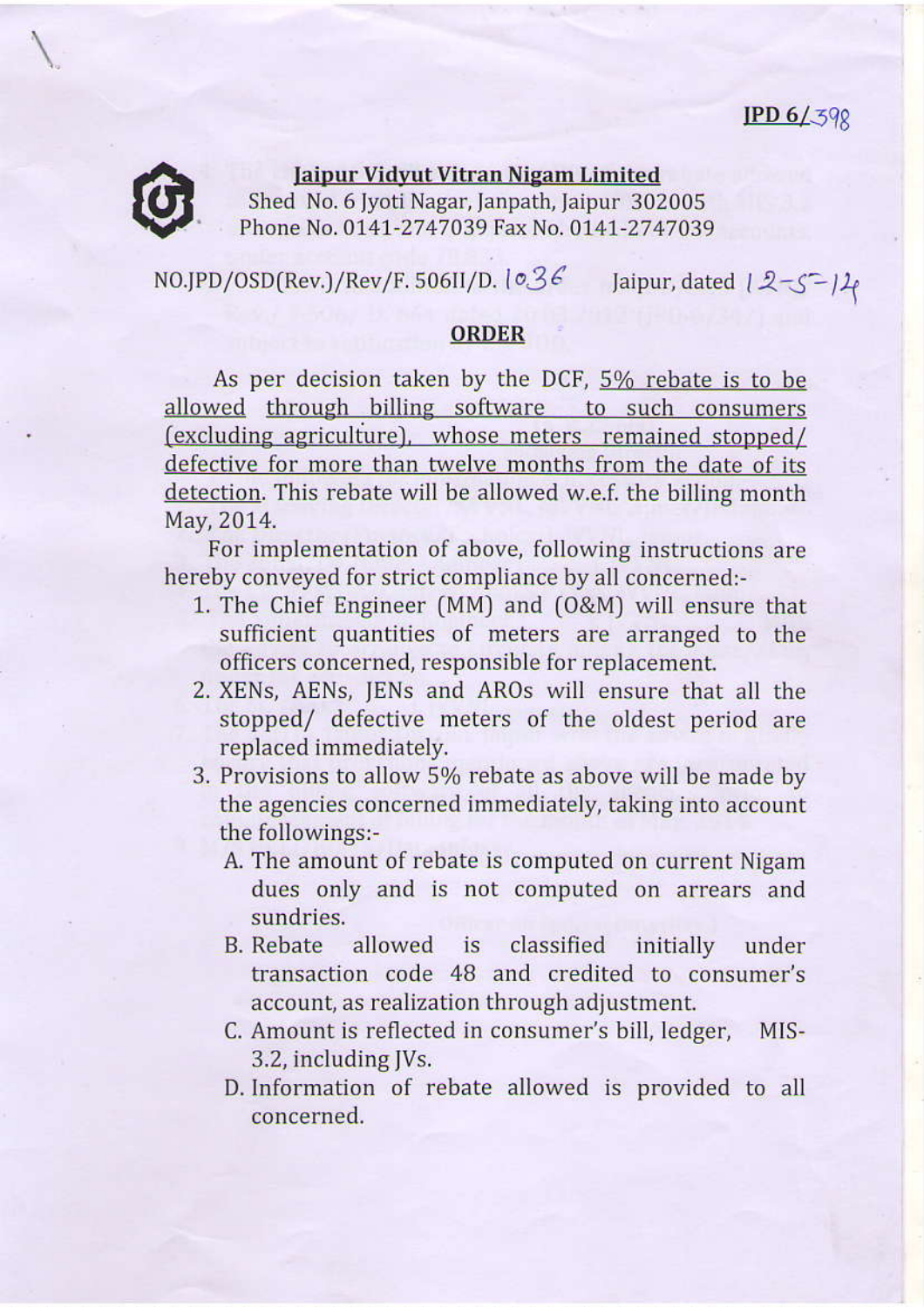JPD 6/398

**Jaipur Vidyut Vitran Nigam Limited**
Shed No. 6 Jyoti Nagar, Janpath, Jaipur 302005
Phone No. 0141-2747039 Fax No. 0141-2747039

NO.JPD/OSD(Rev.)/Rev/F. 506II/D. 1036 Jaipur, dated 12-5-14

## ORDER

As per decision taken by the DCF, 5% rebate is to be allowed through billing software to such consumers (excluding agriculture), whose meters remained stopped/ defective for more than twelve months from the date of its detection. This rebate will be allowed w.e.f. the billing month May, 2014.

For implementation of above, following instructions are hereby conveyed for strict compliance by all concerned:-

1. The Chief Engineer (MM) and (O&M) will ensure that sufficient quantities of meters are arranged to the officers concerned, responsible for replacement.
2. XENs, AENs, JENs and AROs will ensure that all the stopped/ defective meters of the oldest period are replaced immediately.
3. Provisions to allow 5% rebate as above will be made by the agencies concerned immediately, taking into account the followings:-
   - A. The amount of rebate is computed on current Nigam dues only and is not computed on arrears and sundries.
   - B. Rebate allowed is classified initially under transaction code 48 and credited to consumer's account, as realization through adjustment.
   - C. Amount is reflected in consumer's bill, ledger, MIS-3.2, including JVs.
   - D. Information of rebate allowed is provided to all concerned.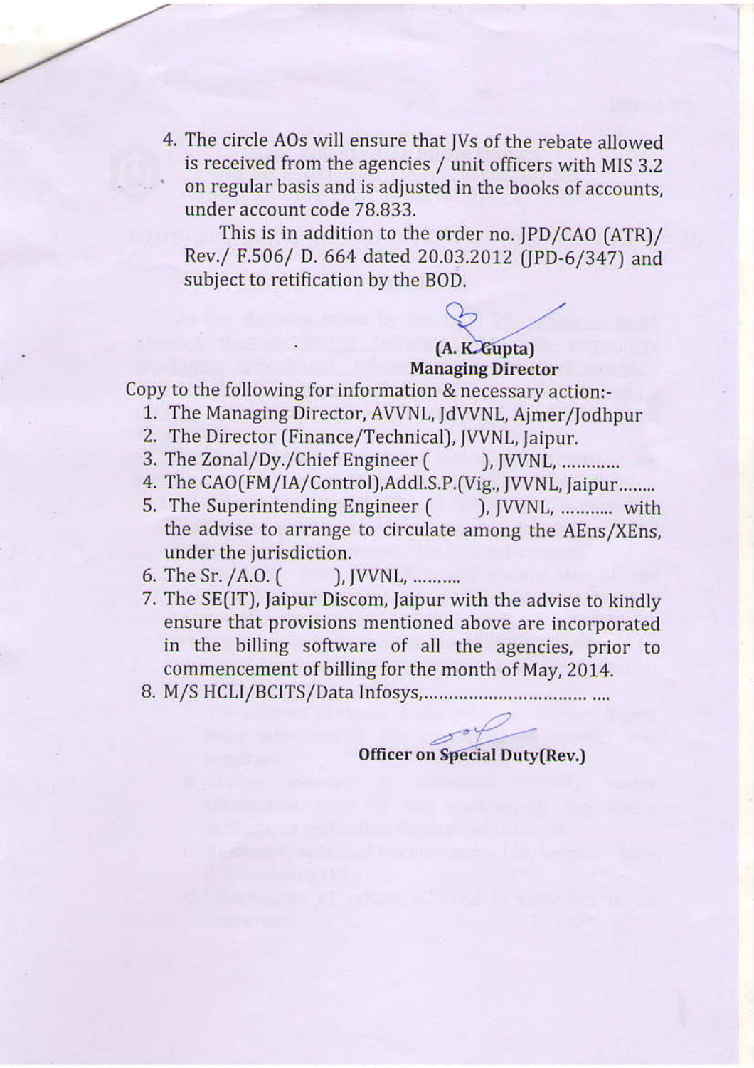4. The circle AOs will ensure that JVs of the rebate allowed is received from the agencies / unit officers with MIS 3.2 on regular basis and is adjusted in the books of accounts, under account code 78.833.

This is in addition to the order no. JPD/CAO (ATR)/ Rev./ F.506/ D. 664 dated 20.03.2012 (JPD-6/347) and subject to retification by the BOD.

**(A. K. Gupta)**
**Managing Director**

Copy to the following for information & necessary action:-

1. The Managing Director, AVVNL, JdVVNL, Ajmer/Jodhpur
2. The Director (Finance/Technical), JVVNL, Jaipur.
3. The Zonal/Dy./Chief Engineer (          ), JVVNL, ............
4. The CAO(FM/IA/Control),Addl.S.P.(Vig., JVVNL, Jaipur........
5. The Superintending Engineer (          ), JVVNL, .......... with the advise to arrange to circulate among the AEns/XEns, under the jurisdiction.
6. The Sr. /A.O. (          ), JVVNL, ..........
7. The SE(IT), Jaipur Discom, Jaipur with the advise to kindly ensure that provisions mentioned above are incorporated in the billing software of all the agencies, prior to commencement of billing for the month of May, 2014.
8. M/S HCLI/BCITS/Data Infosys,................................ ....

**Officer on Special Duty(Rev.)**